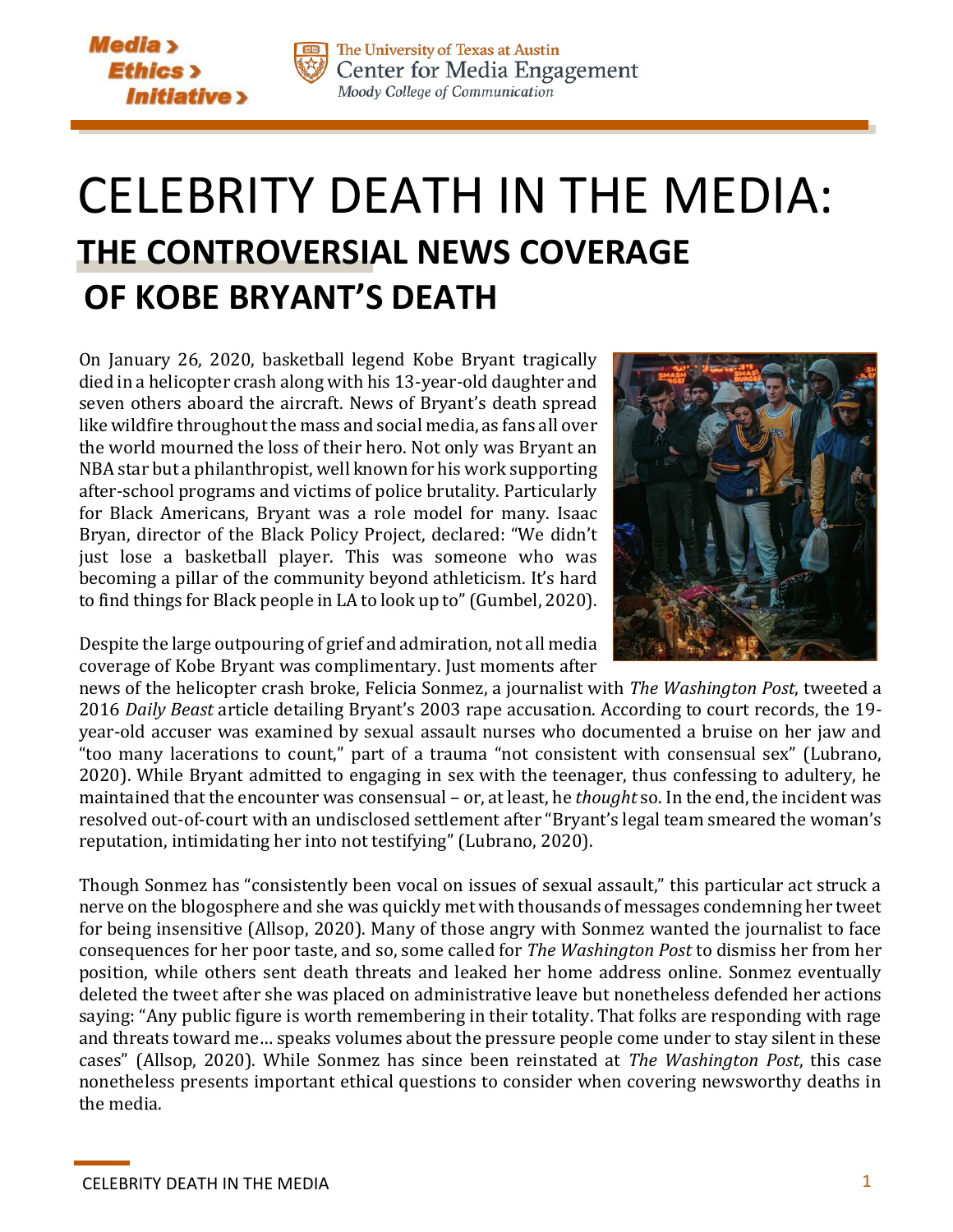# CELEBRITY DEATH IN THE MEDIA:

## THE CONTROVERSIAL NEWS COVERAGE OF KOBE BRYANT'S DEATH

On January 26, 2020, basketball legend Kobe Bryant tragically died in a helicopter crash along with his 13-year-old daughter and seven others aboard the aircraft. News of Bryant's death spread like wildfire throughout the mass and social media, as fans all over the world mourned the loss of their hero. Not only was Bryant an NBA star but a philanthropist, well known for his work supporting after-school programs and victims of police brutality. Particularly for Black Americans, Bryant was a role model for many. Isaac Bryan, director of the Black Policy Project, declared: "We didn't just lose a basketball player. This was someone who was becoming a pillar of the community beyond athleticism. It's hard to find things for Black people in LA to look up to" (Gumbel, 2020).

Despite the large outpouring of grief and admiration, not all media coverage of Kobe Bryant was complimentary. Just moments after news of the helicopter crash broke, Felicia Sonmez, a journalist with *The Washington Post*, tweeted a 2016 *Daily Beast* article detailing Bryant's 2003 rape accusation. According to court records, the 19-year-old accuser was examined by sexual assault nurses who documented a bruise on her jaw and "too many lacerations to count," part of a trauma "not consistent with consensual sex" (Lubrano, 2020). While Bryant admitted to engaging in sex with the teenager, thus confessing to adultery, he maintained that the encounter was consensual – or, at least, he *thought* so. In the end, the incident was resolved out-of-court with an undisclosed settlement after "Bryant's legal team smeared the woman's reputation, intimidating her into not testifying" (Lubrano, 2020).

Though Sonmez has "consistently been vocal on issues of sexual assault," this particular act struck a nerve on the blogosphere and she was quickly met with thousands of messages condemning her tweet for being insensitive (Allsop, 2020). Many of those angry with Sonmez wanted the journalist to face consequences for her poor taste, and so, some called for *The Washington Post* to dismiss her from her position, while others sent death threats and leaked her home address online. Sonmez eventually deleted the tweet after she was placed on administrative leave but nonetheless defended her actions saying: "Any public figure is worth remembering in their totality. That folks are responding with rage and threats toward me… speaks volumes about the pressure people come under to stay silent in these cases" (Allsop, 2020). While Sonmez has since been reinstated at *The Washington Post*, this case nonetheless presents important ethical questions to consider when covering newsworthy deaths in the media.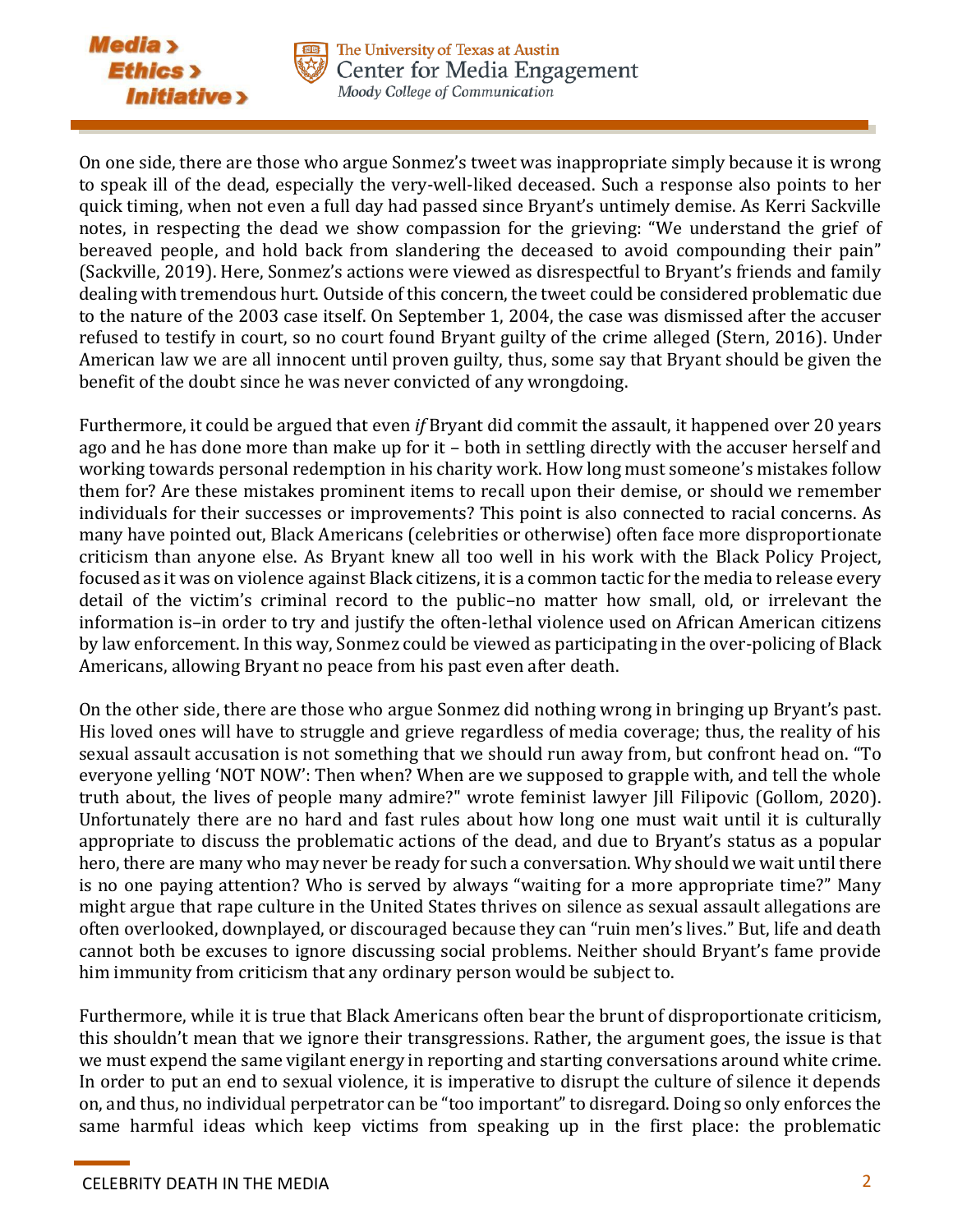On one side, there are those who argue Sonmez's tweet was inappropriate simply because it is wrong to speak ill of the dead, especially the very-well-liked deceased. Such a response also points to her quick timing, when not even a full day had passed since Bryant's untimely demise. As Kerri Sackville notes, in respecting the dead we show compassion for the grieving: "We understand the grief of bereaved people, and hold back from slandering the deceased to avoid compounding their pain" (Sackville, 2019). Here, Sonmez's actions were viewed as disrespectful to Bryant's friends and family dealing with tremendous hurt. Outside of this concern, the tweet could be considered problematic due to the nature of the 2003 case itself. On September 1, 2004, the case was dismissed after the accuser refused to testify in court, so no court found Bryant guilty of the crime alleged (Stern, 2016). Under American law we are all innocent until proven guilty, thus, some say that Bryant should be given the benefit of the doubt since he was never convicted of any wrongdoing.

Furthermore, it could be argued that even *if* Bryant did commit the assault, it happened over 20 years ago and he has done more than make up for it – both in settling directly with the accuser herself and working towards personal redemption in his charity work. How long must someone's mistakes follow them for? Are these mistakes prominent items to recall upon their demise, or should we remember individuals for their successes or improvements? This point is also connected to racial concerns. As many have pointed out, Black Americans (celebrities or otherwise) often face more disproportionate criticism than anyone else. As Bryant knew all too well in his work with the Black Policy Project, focused as it was on violence against Black citizens, it is a common tactic for the media to release every detail of the victim's criminal record to the public–no matter how small, old, or irrelevant the information is–in order to try and justify the often-lethal violence used on African American citizens by law enforcement. In this way, Sonmez could be viewed as participating in the over-policing of Black Americans, allowing Bryant no peace from his past even after death.

On the other side, there are those who argue Sonmez did nothing wrong in bringing up Bryant's past. His loved ones will have to struggle and grieve regardless of media coverage; thus, the reality of his sexual assault accusation is not something that we should run away from, but confront head on. "To everyone yelling 'NOT NOW': Then when? When are we supposed to grapple with, and tell the whole truth about, the lives of people many admire?" wrote feminist lawyer Jill Filipovic (Gollom, 2020). Unfortunately there are no hard and fast rules about how long one must wait until it is culturally appropriate to discuss the problematic actions of the dead, and due to Bryant's status as a popular hero, there are many who may never be ready for such a conversation. Why should we wait until there is no one paying attention? Who is served by always "waiting for a more appropriate time?" Many might argue that rape culture in the United States thrives on silence as sexual assault allegations are often overlooked, downplayed, or discouraged because they can "ruin men's lives." But, life and death cannot both be excuses to ignore discussing social problems. Neither should Bryant's fame provide him immunity from criticism that any ordinary person would be subject to.

Furthermore, while it is true that Black Americans often bear the brunt of disproportionate criticism, this shouldn't mean that we ignore their transgressions. Rather, the argument goes, the issue is that we must expend the same vigilant energy in reporting and starting conversations around white crime. In order to put an end to sexual violence, it is imperative to disrupt the culture of silence it depends on, and thus, no individual perpetrator can be "too important" to disregard. Doing so only enforces the same harmful ideas which keep victims from speaking up in the first place: the problematic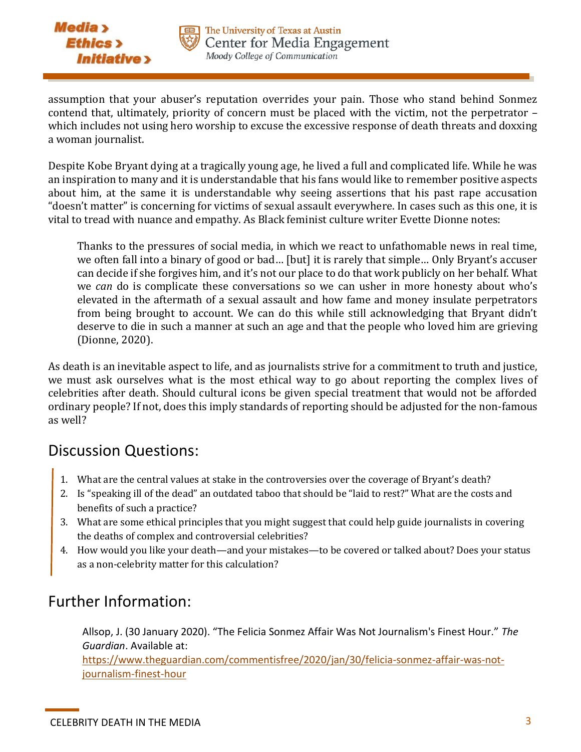assumption that your abuser's reputation overrides your pain. Those who stand behind Sonmez contend that, ultimately, priority of concern must be placed with the victim, not the perpetrator – which includes not using hero worship to excuse the excessive response of death threats and doxxing a woman journalist.

Despite Kobe Bryant dying at a tragically young age, he lived a full and complicated life. While he was an inspiration to many and it is understandable that his fans would like to remember positive aspects about him, at the same it is understandable why seeing assertions that his past rape accusation "doesn't matter" is concerning for victims of sexual assault everywhere. In cases such as this one, it is vital to tread with nuance and empathy. As Black feminist culture writer Evette Dionne notes:

> Thanks to the pressures of social media, in which we react to unfathomable news in real time, we often fall into a binary of good or bad… [but] it is rarely that simple… Only Bryant's accuser can decide if she forgives him, and it's not our place to do that work publicly on her behalf. What we *can* do is complicate these conversations so we can usher in more honesty about who's elevated in the aftermath of a sexual assault and how fame and money insulate perpetrators from being brought to account. We can do this while still acknowledging that Bryant didn't deserve to die in such a manner at such an age and that the people who loved him are grieving (Dionne, 2020).

As death is an inevitable aspect to life, and as journalists strive for a commitment to truth and justice, we must ask ourselves what is the most ethical way to go about reporting the complex lives of celebrities after death. Should cultural icons be given special treatment that would not be afforded ordinary people? If not, does this imply standards of reporting should be adjusted for the non-famous as well?

## Discussion Questions:

1. What are the central values at stake in the controversies over the coverage of Bryant's death?
2. Is "speaking ill of the dead" an outdated taboo that should be "laid to rest?" What are the costs and benefits of such a practice?
3. What are some ethical principles that you might suggest that could help guide journalists in covering the deaths of complex and controversial celebrities?
4. How would you like your death—and your mistakes—to be covered or talked about? Does your status as a non-celebrity matter for this calculation?

## Further Information:

Allsop, J. (30 January 2020). "The Felicia Sonmez Affair Was Not Journalism's Finest Hour." *The Guardian*. Available at: [https://www.theguardian.com/commentisfree/2020/jan/30/felicia-sonmez-affair-was-not-journalism-finest-hour](https://www.theguardian.com/commentisfree/2020/jan/30/felicia-sonmez-affair-was-not-journalism-finest-hour)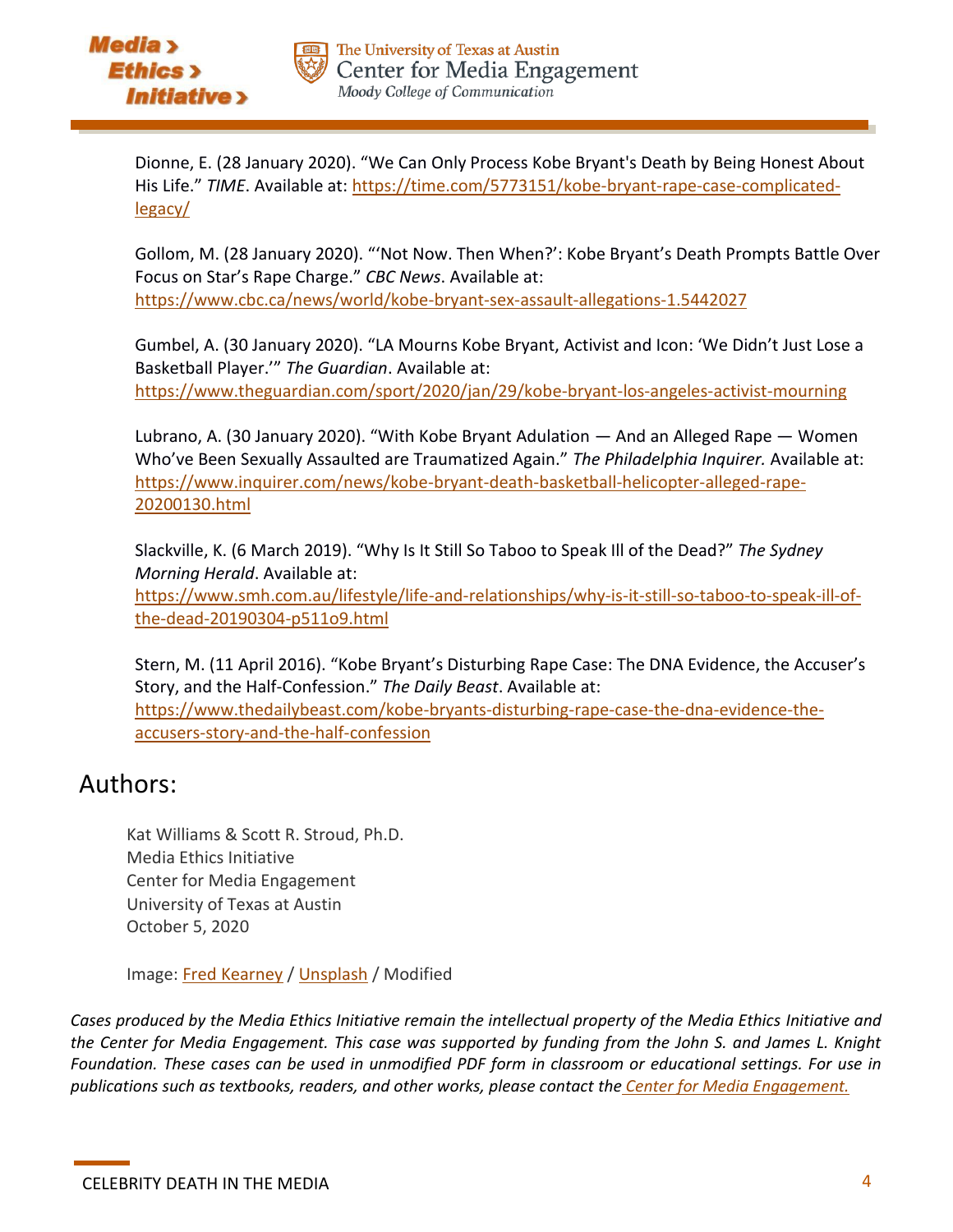Dionne, E. (28 January 2020). "We Can Only Process Kobe Bryant's Death by Being Honest About His Life." *TIME*. Available at: https://time.com/5773151/kobe-bryant-rape-case-complicated-legacy/

Gollom, M. (28 January 2020). "'Not Now. Then When?': Kobe Bryant's Death Prompts Battle Over Focus on Star's Rape Charge." *CBC News*. Available at: https://www.cbc.ca/news/world/kobe-bryant-sex-assault-allegations-1.5442027

Gumbel, A. (30 January 2020). "LA Mourns Kobe Bryant, Activist and Icon: 'We Didn't Just Lose a Basketball Player.'" *The Guardian*. Available at: https://www.theguardian.com/sport/2020/jan/29/kobe-bryant-los-angeles-activist-mourning

Lubrano, A. (30 January 2020). "With Kobe Bryant Adulation — And an Alleged Rape — Women Who've Been Sexually Assaulted are Traumatized Again." *The Philadelphia Inquirer.* Available at: https://www.inquirer.com/news/kobe-bryant-death-basketball-helicopter-alleged-rape-20200130.html

Slackville, K. (6 March 2019). "Why Is It Still So Taboo to Speak Ill of the Dead?" *The Sydney Morning Herald*. Available at: https://www.smh.com.au/lifestyle/life-and-relationships/why-is-it-still-so-taboo-to-speak-ill-of-the-dead-20190304-p511o9.html

Stern, M. (11 April 2016). "Kobe Bryant's Disturbing Rape Case: The DNA Evidence, the Accuser's Story, and the Half-Confession." *The Daily Beast*. Available at: https://www.thedailybeast.com/kobe-bryants-disturbing-rape-case-the-dna-evidence-the-accusers-story-and-the-half-confession

# Authors:

Kat Williams & Scott R. Stroud, Ph.D.
Media Ethics Initiative
Center for Media Engagement
University of Texas at Austin
October 5, 2020

Image: Fred Kearney / Unsplash / Modified

*Cases produced by the Media Ethics Initiative remain the intellectual property of the Media Ethics Initiative and the Center for Media Engagement. This case was supported by funding from the John S. and James L. Knight Foundation. These cases can be used in unmodified PDF form in classroom or educational settings. For use in publications such as textbooks, readers, and other works, please contact the Center for Media Engagement.*